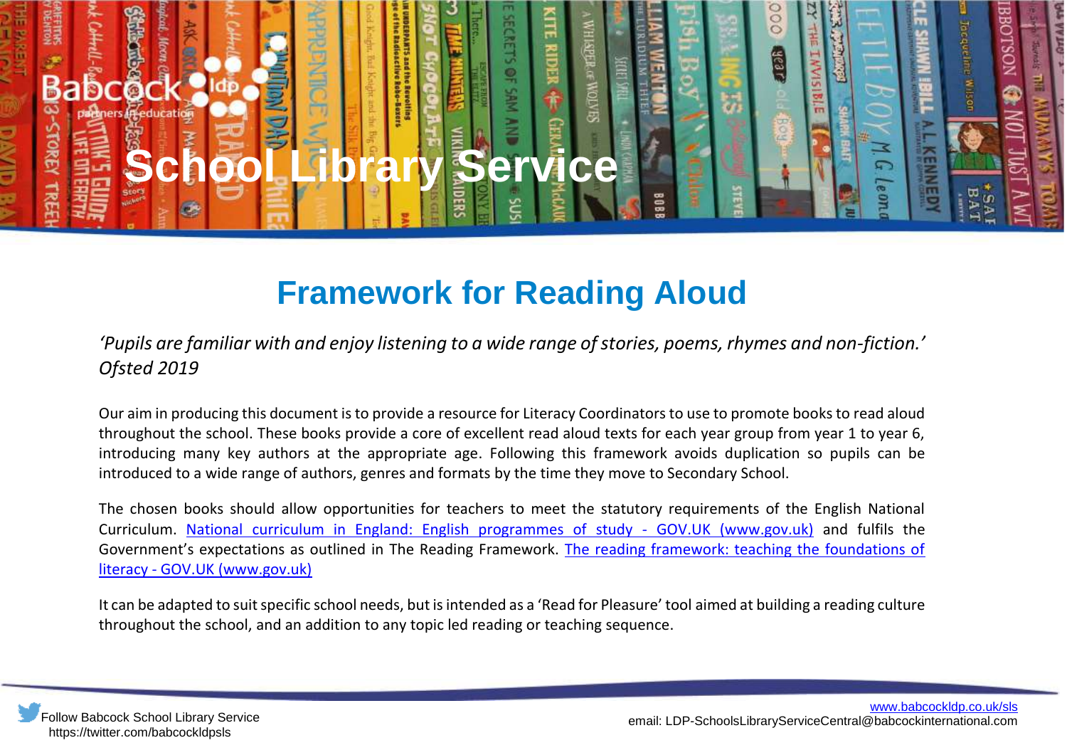# School Library Service

## Framework for Reading Aloud

*'Pupils are familiar with and enjoy listening to a wide range of stories, poems, rhymes and non-fiction.' Ofsted 2019*

Our aim in producing this document is to provide a resource for Literacy Coordinators to use to promote books to read aloud throughout the school. These books provide a core of excellent read aloud texts for each year group from year 1 to year 6, introducing many key authors at the appropriate age. Following this framework avoids duplication so pupils can be introduced to a wide range of authors, genres and formats by the time they move to Secondary School.

The chosen books should allow opportunities for teachers to meet the statutory requirements of the English National Curriculum. [National curriculum in England: English programmes of study - GOV.UK (www.gov.uk)] and fulfils the Government's expectations as outlined in The Reading Framework. [The reading framework: teaching the foundations of literacy - GOV.UK (www.gov.uk)]

It can be adapted to suit specific school needs, but is intended as a 'Read for Pleasure' tool aimed at building a reading culture throughout the school, and an addition to any topic led reading or teaching sequence.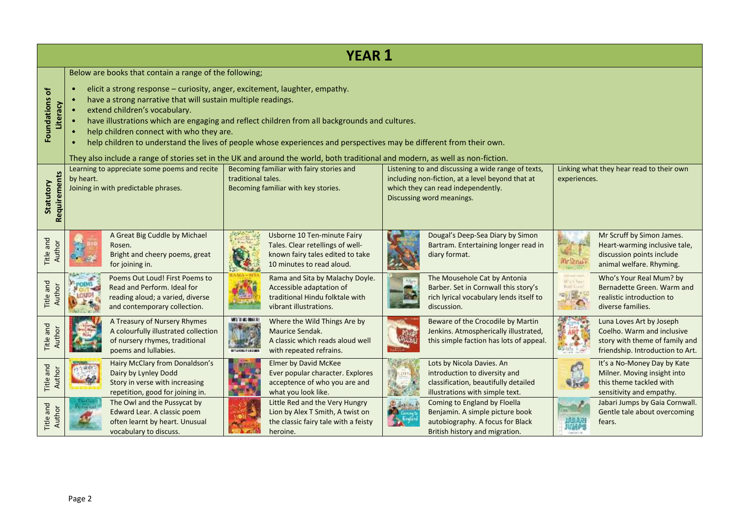# YEAR 1

**Foundations of Literacy**

Below are books that contain a range of the following;

- elicit a strong response – curiosity, anger, excitement, laughter, empathy.
- have a strong narrative that will sustain multiple readings.
- extend children's vocabulary.
- have illustrations which are engaging and reflect children from all backgrounds and cultures.
- help children connect with who they are.
- help children to understand the lives of people whose experiences and perspectives may be different from their own.

They also include a range of stories set in the UK and around the world, both traditional and modern, as well as non-fiction.

| | | | | |
|---|---|---|---|---|
| **Statutory Requirements** | Learning to appreciate some poems and recite by heart. Joining in with predictable phrases. | Becoming familiar with fairy stories and traditional tales. Becoming familiar with key stories. | Listening to and discussing a wide range of texts, including non-fiction, at a level beyond that at which they can read independently. Discussing word meanings. | Linking what they hear read to their own experiences. |
| **Title and Author** | A Great Big Cuddle by Michael Rosen. Bright and cheery poems, great for joining in. | Usborne 10 Ten-minute Fairy Tales. Clear retellings of well-known fairy tales edited to take 10 minutes to read aloud. | Dougal's Deep-Sea Diary by Simon Bartram. Entertaining longer read in diary format. | Mr Scruff by Simon James. Heart-warming inclusive tale, discussion points include animal welfare. Rhyming. |
| **Title and Author** | Poems Out Loud! First Poems to Read and Perform. Ideal for reading aloud; a varied, diverse and contemporary collection. | Rama and Sita by Malachy Doyle. Accessible adaptation of traditional Hindu folktale with vibrant illustrations. | The Mousehole Cat by Antonia Barber. Set in Cornwall this story's rich lyrical vocabulary lends itself to discussion. | Who's Your Real Mum? by Bernadette Green. Warm and realistic introduction to diverse families. |
| **Title and Author** | A Treasury of Nursery Rhymes A colourfully illustrated collection of nursery rhymes, traditional poems and lullabies. | Where the Wild Things Are by Maurice Sendak. A classic which reads aloud well with repeated refrains. | Beware of the Crocodile by Martin Jenkins. Atmospherically illustrated, this simple faction has lots of appeal. | Luna Loves Art by Joseph Coelho. Warm and inclusive story with theme of family and friendship. Introduction to Art. |
| **Title and Author** | Hairy McClary from Donaldson's Dairy by Lynley Dodd Story in verse with increasing repetition, good for joining in. | Elmer by David McKee Ever popular character. Explores acceptence of who you are and what you look like. | Lots by Nicola Davies. An introduction to diversity and classification, beautifully detailed illustrations with simple text. | It's a No-Money Day by Kate Milner. Moving insight into this theme tackled with sensitivity and empathy. |
| **Title and Author** | The Owl and the Pussycat by Edward Lear. A classic poem often learnt by heart. Unusual vocabulary to discuss. | Little Red and the Very Hungry Lion by Alex T Smith, A twist on the classic fairy tale with a feisty heroine. | Coming to England by Floella Benjamin. A simple picture book autobiography. A focus for Black British history and migration. | Jabari Jumps by Gaia Cornwall. Gentle tale about overcoming fears. |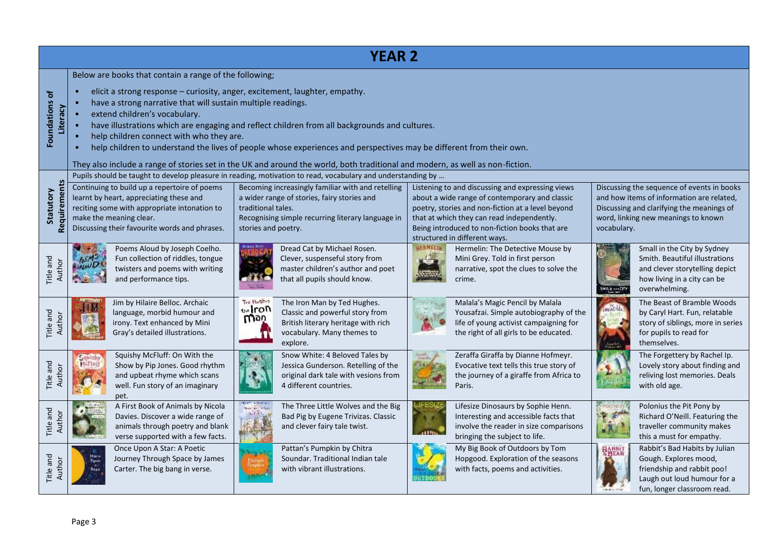# YEAR 2

| | | | | |
|---|---|---|---|---|
| **Foundations of Literacy** | Below are books that contain a range of the following;<br>• elicit a strong response – curiosity, anger, excitement, laughter, empathy.<br>• have a strong narrative that will sustain multiple readings.<br>• extend children's vocabulary.<br>• have illustrations which are engaging and reflect children from all backgrounds and cultures.<br>• help children connect with who they are.<br>• help children to understand the lives of people whose experiences and perspectives may be different from their own.<br>They also include a range of stories set in the UK and around the world, both traditional and modern, as well as non-fiction. | | | |
| **Statutory Requirements** | Pupils should be taught to develop pleasure in reading, motivation to read, vocabulary and understanding by … | | | |
| | Continuing to build up a repertoire of poems learnt by heart, appreciating these and reciting some with appropriate intonation to make the meaning clear.<br>Discussing their favourite words and phrases. | Becoming increasingly familiar with and retelling a wider range of stories, fairy stories and traditional tales.<br>Recognising simple recurring literary language in stories and poetry. | Listening to and discussing and expressing views about a wide range of contemporary and classic poetry, stories and non-fiction at a level beyond that at which they can read independently.<br>Being introduced to non-fiction books that are structured in different ways. | Discussing the sequence of events in books and how items of information are related,<br>Discussing and clarifying the meanings of word, linking new meanings to known vocabulary. |
| Title and Author | Poems Aloud by Joseph Coelho. Fun collection of riddles, tongue twisters and poems with writing and performance tips. | Dread Cat by Michael Rosen. Clever, suspenseful story from master children's author and poet that all pupils should know. | Hermelin: The Detective Mouse by Mini Grey. Told in first person narrative, spot the clues to solve the crime. | Small in the City by Sydney Smith. Beautiful illustrations and clever storytelling depict how living in a city can be overwhelming. |
| Title and Author | Jim by Hilaire Belloc. Archaic language, morbid humour and irony. Text enhanced by Mini Gray's detailed illustrations. | The Iron Man by Ted Hughes. Classic and powerful story from British literary heritage with rich vocabulary. Many themes to explore. | Malala's Magic Pencil by Malala Yousafzai. Simple autobiography of the life of young activist campaigning for the right of all girls to be educated. | The Beast of Bramble Woods by Caryl Hart. Fun, relatable story of siblings, more in series for pupils to read for themselves. |
| Title and Author | Squishy McFluff: On With the Show by Pip Jones. Good rhythm and upbeat rhyme which scans well. Fun story of an imaginary pet. | Snow White: 4 Beloved Tales by Jessica Gunderson. Retelling of the original dark tale with vesions from 4 different countries. | Zeraffa Giraffa by Dianne Hofmeyr. Evocative text tells this true story of the journey of a giraffe from Africa to Paris. | The Forgettery by Rachel Ip. Lovely story about finding and reliving lost memories. Deals with old age. |
| Title and Author | A First Book of Animals by Nicola Davies. Discover a wide range of animals through poetry and blank verse supported with a few facts. | The Three Little Wolves and the Big Bad Pig by Eugene Trivizas. Classic and clever fairy tale twist. | Lifesize Dinosaurs by Sophie Henn. Interesting and accessible facts that involve the reader in size comparisons bringing the subject to life. | Polonius the Pit Pony by Richard O'Neill. Featuring the traveller community makes this a must for empathy. |
| Title and Author | Once Upon A Star: A Poetic Journey Through Space by James Carter. The big bang in verse. | Pattan's Pumpkin by Chitra Soundar. Traditional Indian tale with vibrant illustrations. | My Big Book of Outdoors by Tom Hopgood. Exploration of the seasons with facts, poems and activities. | Rabbit's Bad Habits by Julian Gough. Explores mood, friendship and rabbit poo! Laugh out loud humour for a fun, longer classroom read. |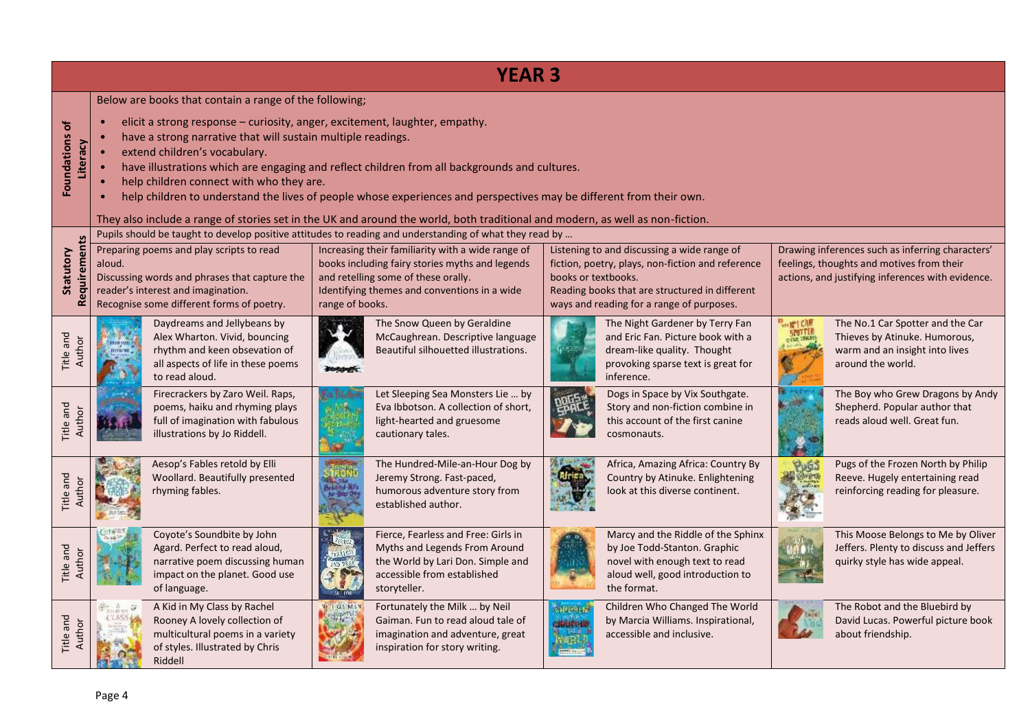# YEAR 3

## Foundations of Literacy

Below are books that contain a range of the following;

- elicit a strong response – curiosity, anger, excitement, laughter, empathy.
- have a strong narrative that will sustain multiple readings.
- extend children's vocabulary.
- have illustrations which are engaging and reflect children from all backgrounds and cultures.
- help children connect with who they are.
- help children to understand the lives of people whose experiences and perspectives may be different from their own.

They also include a range of stories set in the UK and around the world, both traditional and modern, as well as non-fiction.

## Statutory Requirements

Pupils should be taught to develop positive attitudes to reading and understanding of what they read by …

| | | | | |
|---|---|---|---|---|
| **Statutory Requirements** | Preparing poems and play scripts to read aloud. Discussing words and phrases that capture the reader's interest and imagination. Recognise some different forms of poetry. | Increasing their familiarity with a wide range of books including fairy stories myths and legends and retelling some of these orally. Identifying themes and conventions in a wide range of books. | Listening to and discussing a wide range of fiction, poetry, plays, non-fiction and reference books or textbooks. Reading books that are structured in different ways and reading for a range of purposes. | Drawing inferences such as inferring characters' feelings, thoughts and motives from their actions, and justifying inferences with evidence. |
| **Title and Author** | Daydreams and Jellybeans by Alex Wharton. Vivid, bouncing rhythm and keen observation of all aspects of life in these poems to read aloud. | The Snow Queen by Geraldine McCaughrean. Descriptive language Beautiful silhouetted illustrations. | The Night Gardener by Terry Fan and Eric Fan. Picture book with a dream-like quality. Thought provoking sparse text is great for inference. | The No.1 Car Spotter and the Car Thieves by Atinuke. Humorous, warm and an insight into lives around the world. |
| **Title and Author** | Firecrackers by Zaro Weil. Raps, poems, haiku and rhyming plays full of imagination with fabulous illustrations by Jo Riddell. | Let Sleeping Sea Monsters Lie … by Eva Ibbotson. A collection of short, light-hearted and gruesome cautionary tales. | Dogs in Space by Vix Southgate. Story and non-fiction combine in this account of the first canine cosmonauts. | The Boy who Grew Dragons by Andy Shepherd. Popular author that reads aloud well. Great fun. |
| **Title and Author** | Aesop's Fables retold by Elli Woollard. Beautifully presented rhyming fables. | The Hundred-Mile-an-Hour Dog by Jeremy Strong. Fast-paced, humorous adventure story from established author. | Africa, Amazing Africa: Country By Country by Atinuke. Enlightening look at this diverse continent. | Pugs of the Frozen North by Philip Reeve. Hugely entertaining read reinforcing reading for pleasure. |
| **Title and Author** | Coyote's Soundbite by John Agard. Perfect to read aloud, narrative poem discussing human impact on the planet. Good use of language. | Fierce, Fearless and Free: Girls in Myths and Legends From Around the World by Lari Don. Simple and accessible from established storyteller. | Marcy and the Riddle of the Sphinx by Joe Todd-Stanton. Graphic novel with enough text to read aloud well, good introduction to the format. | This Moose Belongs to Me by Oliver Jeffers. Plenty to discuss and Jeffers quirky style has wide appeal. |
| **Title and Author** | A Kid in My Class by Rachel Rooney A lovely collection of multicultural poems in a variety of styles. Illustrated by Chris Riddell | Fortunately the Milk … by Neil Gaiman. Fun to read aloud tale of imagination and adventure, great inspiration for story writing. | Children Who Changed The World by Marcia Williams. Inspirational, accessible and inclusive. | The Robot and the Bluebird by David Lucas. Powerful picture book about friendship. |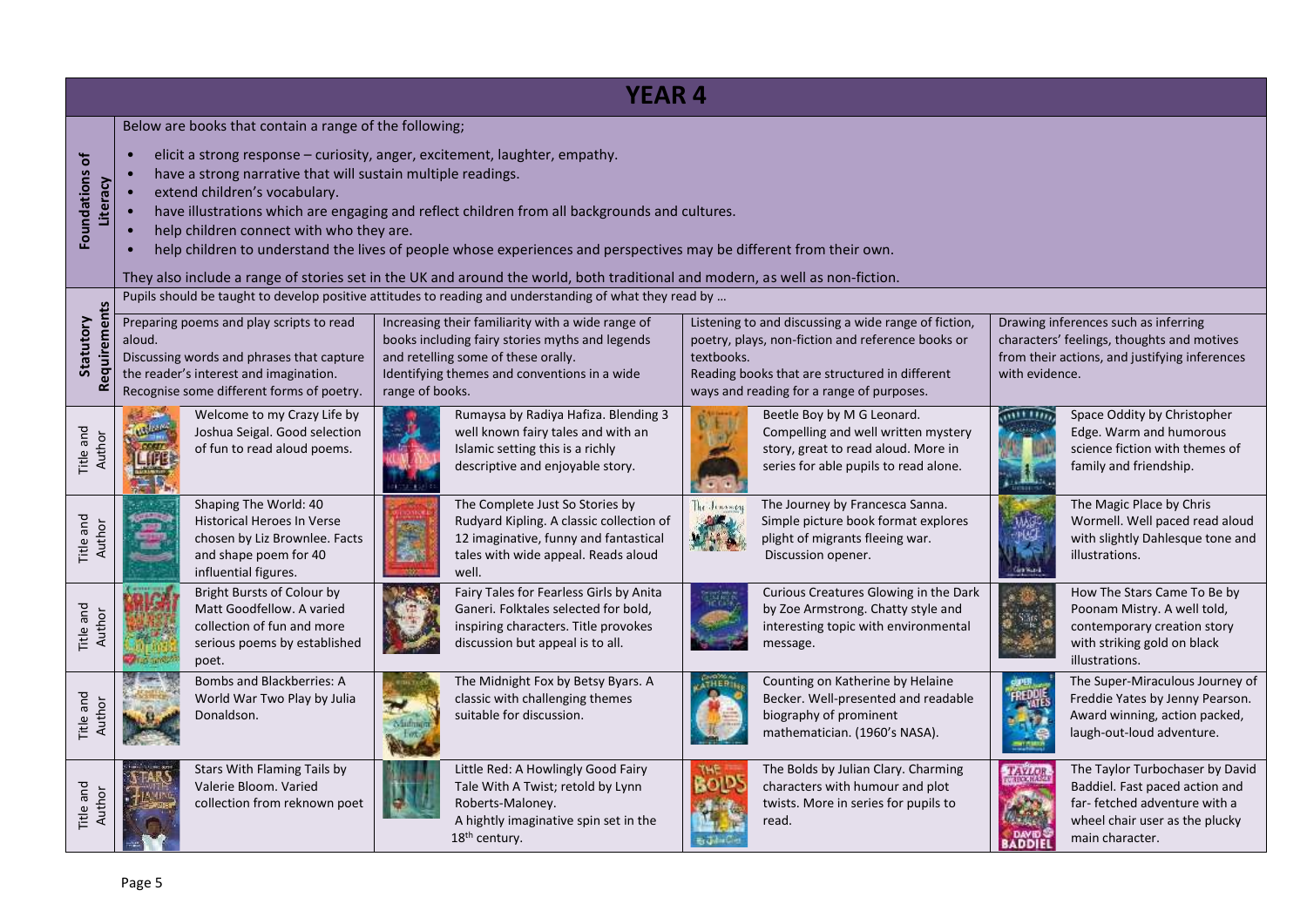# YEAR 4

**Foundations of Literacy**

Below are books that contain a range of the following;

- elicit a strong response – curiosity, anger, excitement, laughter, empathy.
- have a strong narrative that will sustain multiple readings.
- extend children's vocabulary.
- have illustrations which are engaging and reflect children from all backgrounds and cultures.
- help children connect with who they are.
- help children to understand the lives of people whose experiences and perspectives may be different from their own.

They also include a range of stories set in the UK and around the world, both traditional and modern, as well as non-fiction.

**Statutory Requirements**

Pupils should be taught to develop positive attitudes to reading and understanding of what they read by …

| | | | | |
|---|---|---|---|---|
| **Statutory Requirements** | Preparing poems and play scripts to read aloud. Discussing words and phrases that capture the reader's interest and imagination. Recognise some different forms of poetry. | Increasing their familiarity with a wide range of books including fairy stories myths and legends and retelling some of these orally. Identifying themes and conventions in a wide range of books. | Listening to and discussing a wide range of fiction, poetry, plays, non-fiction and reference books or textbooks. Reading books that are structured in different ways and reading for a range of purposes. | Drawing inferences such as inferring characters' feelings, thoughts and motives from their actions, and justifying inferences with evidence. |
| **Title and Author** | Welcome to my Crazy Life by Joshua Seigal. Good selection of fun to read aloud poems. | Rumaysa by Radiya Hafiza. Blending 3 well known fairy tales and with an Islamic setting this is a richly descriptive and enjoyable story. | Beetle Boy by M G Leonard. Compelling and well written mystery story, great to read aloud. More in series for able pupils to read alone. | Space Oddity by Christopher Edge. Warm and humorous science fiction with themes of family and friendship. |
| **Title and Author** | Shaping The World: 40 Historical Heroes In Verse chosen by Liz Brownlee. Facts and shape poem for 40 influential figures. | The Complete Just So Stories by Rudyard Kipling. A classic collection of 12 imaginative, funny and fantastical tales with wide appeal. Reads aloud well. | The Journey by Francesca Sanna. Simple picture book format explores plight of migrants fleeing war. Discussion opener. | The Magic Place by Chris Wormell. Well paced read aloud with slightly Dahlesque tone and illustrations. |
| **Title and Author** | Bright Bursts of Colour by Matt Goodfellow. A varied collection of fun and more serious poems by established poet. | Fairy Tales for Fearless Girls by Anita Ganeri. Folktales selected for bold, inspiring characters. Title provokes discussion but appeal is to all. | Curious Creatures Glowing in the Dark by Zoe Armstrong. Chatty style and interesting topic with environmental message. | How The Stars Came To Be by Poonam Mistry. A well told, contemporary creation story with striking gold on black illustrations. |
| **Title and Author** | Bombs and Blackberries: A World War Two Play by Julia Donaldson. | The Midnight Fox by Betsy Byars. A classic with challenging themes suitable for discussion. | Counting on Katherine by Helaine Becker. Well-presented and readable biography of prominent mathematician. (1960's NASA). | The Super-Miraculous Journey of Freddie Yates by Jenny Pearson. Award winning, action packed, laugh-out-loud adventure. |
| **Title and Author** | Stars With Flaming Tails by Valerie Bloom. Varied collection from reknown poet | Little Red: A Howlingly Good Fairy Tale With A Twist; retold by Lynn Roberts-Maloney. A hightly imaginative spin set in the 18th century. | The Bolds by Julian Clary. Charming characters with humour and plot twists. More in series for pupils to read. | The Taylor Turbochaser by David Baddiel. Fast paced action and far- fetched adventure with a wheel chair user as the plucky main character. |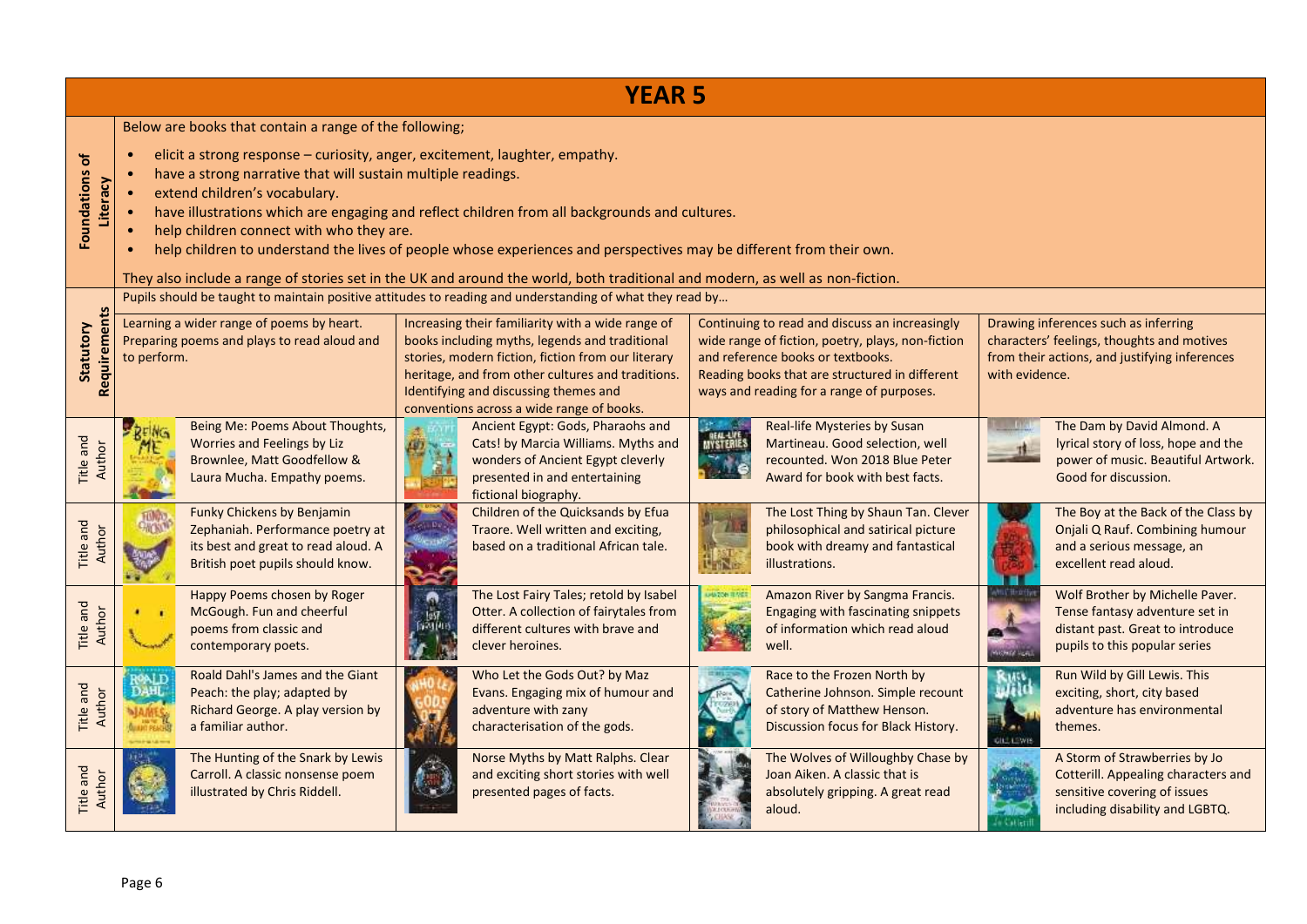# YEAR 5

**Foundations of Literacy**

Below are books that contain a range of the following;

- elicit a strong response – curiosity, anger, excitement, laughter, empathy.
- have a strong narrative that will sustain multiple readings.
- extend children's vocabulary.
- have illustrations which are engaging and reflect children from all backgrounds and cultures.
- help children connect with who they are.
- help children to understand the lives of people whose experiences and perspectives may be different from their own.

They also include a range of stories set in the UK and around the world, both traditional and modern, as well as non-fiction.

**Statutory Requirements**

Pupils should be taught to maintain positive attitudes to reading and understanding of what they read by…

| Statutory Requirements | Learning a wider range of poems by heart. Preparing poems and plays to read aloud and to perform. | Increasing their familiarity with a wide range of books including myths, legends and traditional stories, modern fiction, fiction from our literary heritage, and from other cultures and traditions. Identifying and discussing themes and conventions across a wide range of books. | Continuing to read and discuss an increasingly wide range of fiction, poetry, plays, non-fiction and reference books or textbooks. Reading books that are structured in different ways and reading for a range of purposes. | Drawing inferences such as inferring characters' feelings, thoughts and motives from their actions, and justifying inferences with evidence. |
|---|---|---|---|---|
| Title and Author | Being Me: Poems About Thoughts, Worries and Feelings by Liz Brownlee, Matt Goodfellow & Laura Mucha. Empathy poems. | Ancient Egypt: Gods, Pharaohs and Cats! by Marcia Williams. Myths and wonders of Ancient Egypt cleverly presented in and entertaining fictional biography. | Real-life Mysteries by Susan Martineau. Good selection, well recounted. Won 2018 Blue Peter Award for book with best facts. | The Dam by David Almond. A lyrical story of loss, hope and the power of music. Beautiful Artwork. Good for discussion. |
| Title and Author | Funky Chickens by Benjamin Zephaniah. Performance poetry at its best and great to read aloud. A British poet pupils should know. | Children of the Quicksands by Efua Traore. Well written and exciting, based on a traditional African tale. | The Lost Thing by Shaun Tan. Clever philosophical and satirical picture book with dreamy and fantastical illustrations. | The Boy at the Back of the Class by Onjali Q Rauf. Combining humour and a serious message, an excellent read aloud. |
| Title and Author | Happy Poems chosen by Roger McGough. Fun and cheerful poems from classic and contemporary poets. | The Lost Fairy Tales; retold by Isabel Otter. A collection of fairytales from different cultures with brave and clever heroines. | Amazon River by Sangma Francis. Engaging with fascinating snippets of information which read aloud well. | Wolf Brother by Michelle Paver. Tense fantasy adventure set in distant past. Great to introduce pupils to this popular series |
| Title and Author | Roald Dahl's James and the Giant Peach: the play; adapted by Richard George. A play version by a familiar author. | Who Let the Gods Out? by Maz Evans. Engaging mix of humour and adventure with zany characterisation of the gods. | Race to the Frozen North by Catherine Johnson. Simple recount of story of Matthew Henson. Discussion focus for Black History. | Run Wild by Gill Lewis. This exciting, short, city based adventure has environmental themes. |
| Title and Author | The Hunting of the Snark by Lewis Carroll. A classic nonsense poem illustrated by Chris Riddell. | Norse Myths by Matt Ralphs. Clear and exciting short stories with well presented pages of facts. | The Wolves of Willoughby Chase by Joan Aiken. A classic that is absolutely gripping. A great read aloud. | A Storm of Strawberries by Jo Cotterill. Appealing characters and sensitive covering of issues including disability and LGBTQ. |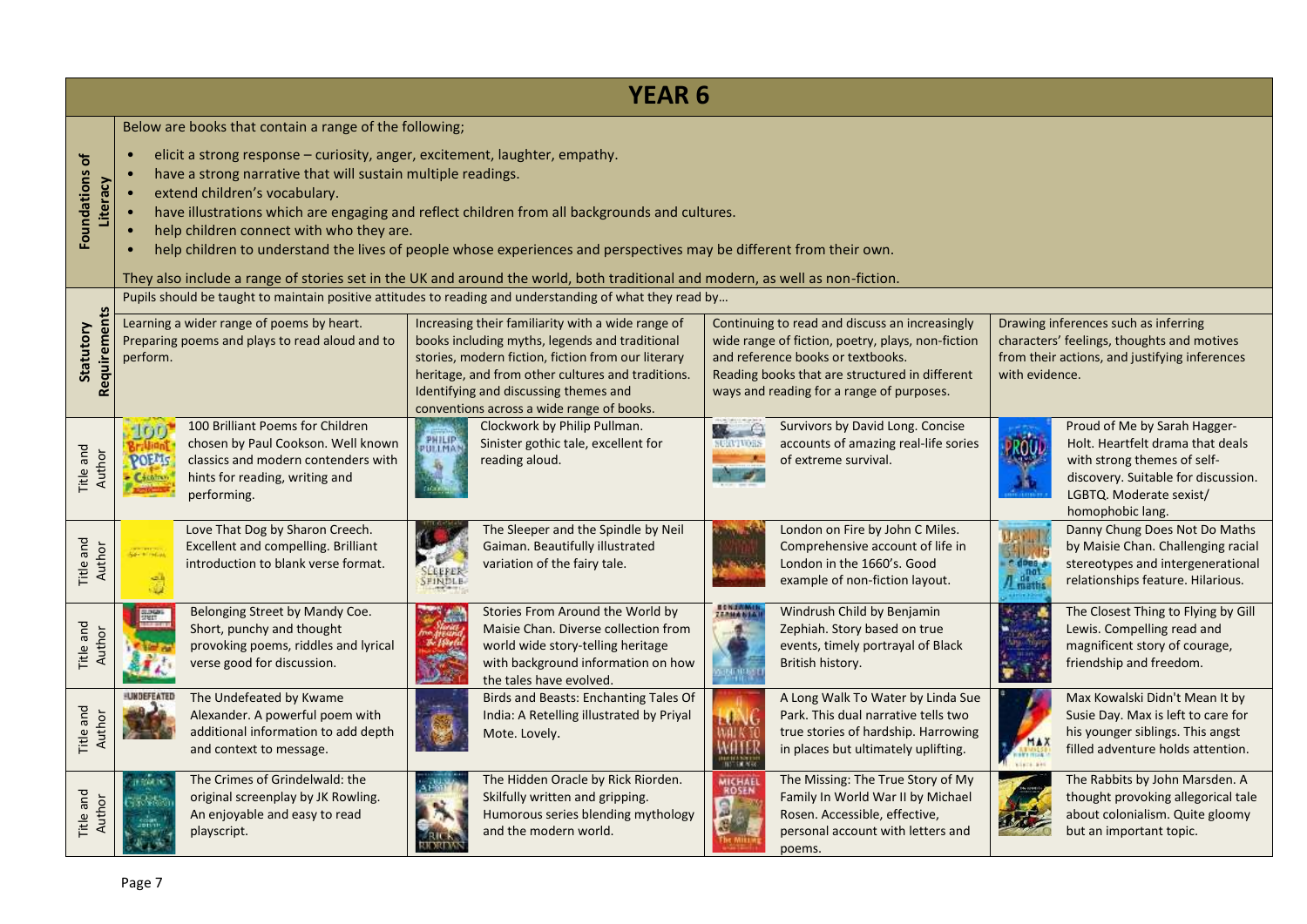# YEAR 6

**Foundations of Literacy**

Below are books that contain a range of the following;

- elicit a strong response – curiosity, anger, excitement, laughter, empathy.
- have a strong narrative that will sustain multiple readings.
- extend children's vocabulary.
- have illustrations which are engaging and reflect children from all backgrounds and cultures.
- help children connect with who they are.
- help children to understand the lives of people whose experiences and perspectives may be different from their own.

They also include a range of stories set in the UK and around the world, both traditional and modern, as well as non-fiction.

**Statutory Requirements**

Pupils should be taught to maintain positive attitudes to reading and understanding of what they read by…

| | | | | |
|---|---|---|---|---|
| **Statutory Requirements** | Learning a wider range of poems by heart. Preparing poems and plays to read aloud and to perform. | Increasing their familiarity with a wide range of books including myths, legends and traditional stories, modern fiction, fiction from our literary heritage, and from other cultures and traditions. Identifying and discussing themes and conventions across a wide range of books. | Continuing to read and discuss an increasingly wide range of fiction, poetry, plays, non-fiction and reference books or textbooks. Reading books that are structured in different ways and reading for a range of purposes. | Drawing inferences such as inferring characters' feelings, thoughts and motives from their actions, and justifying inferences with evidence. |
| **Title and Author** | 100 Brilliant Poems for Children chosen by Paul Cookson. Well known classics and modern contenders with hints for reading, writing and performing. | Clockwork by Philip Pullman. Sinister gothic tale, excellent for reading aloud. | Survivors by David Long. Concise accounts of amazing real-life sories of extreme survival. | Proud of Me by Sarah Hagger-Holt. Heartfelt drama that deals with strong themes of self-discovery. Suitable for discussion. LGBTQ. Moderate sexist/ homophobic lang. |
| **Title and Author** | Love That Dog by Sharon Creech. Excellent and compelling. Brilliant introduction to blank verse format. | The Sleeper and the Spindle by Neil Gaiman. Beautifully illustrated variation of the fairy tale. | London on Fire by John C Miles. Comprehensive account of life in London in the 1660's. Good example of non-fiction layout. | Danny Chung Does Not Do Maths by Maisie Chan. Challenging racial stereotypes and intergenerational relationships feature. Hilarious. |
| **Title and Author** | Belonging Street by Mandy Coe. Short, punchy and thought provoking poems, riddles and lyrical verse good for discussion. | Stories From Around the World by Maisie Chan. Diverse collection from world wide story-telling heritage with background information on how the tales have evolved. | Windrush Child by Benjamin Zephiah. Story based on true events, timely portrayal of Black British history. | The Closest Thing to Flying by Gill Lewis. Compelling read and magnificent story of courage, friendship and freedom. |
| **Title and Author** | The Undefeated by Kwame Alexander. A powerful poem with additional information to add depth and context to message. | Birds and Beasts: Enchanting Tales Of India: A Retelling illustrated by Priyal Mote. Lovely. | A Long Walk To Water by Linda Sue Park. This dual narrative tells two true stories of hardship. Harrowing in places but ultimately uplifting. | Max Kowalski Didn't Mean It by Susie Day. Max is left to care for his younger siblings. This angst filled adventure holds attention. |
| **Title and Author** | The Crimes of Grindelwald: the original screenplay by JK Rowling. An enjoyable and easy to read playscript. | The Hidden Oracle by Rick Riorden. Skilfully written and gripping. Humorous series blending mythology and the modern world. | The Missing: The True Story of My Family In World War II by Michael Rosen. Accessible, effective, personal account with letters and poems. | The Rabbits by John Marsden. A thought provoking allegorical tale about colonialism. Quite gloomy but an important topic. |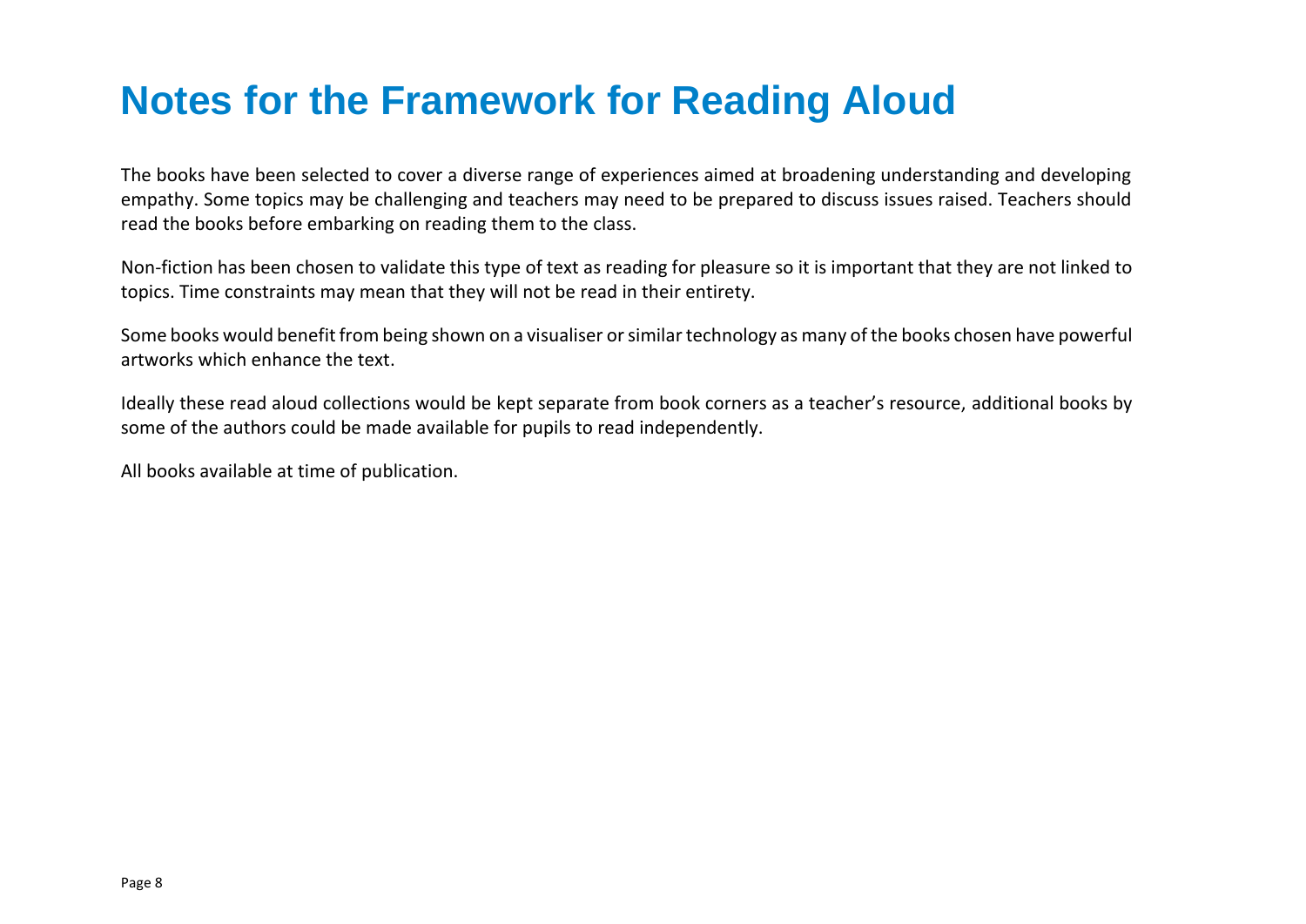# Notes for the Framework for Reading Aloud

The books have been selected to cover a diverse range of experiences aimed at broadening understanding and developing empathy. Some topics may be challenging and teachers may need to be prepared to discuss issues raised. Teachers should read the books before embarking on reading them to the class.

Non-fiction has been chosen to validate this type of text as reading for pleasure so it is important that they are not linked to topics. Time constraints may mean that they will not be read in their entirety.

Some books would benefit from being shown on a visualiser or similar technology as many of the books chosen have powerful artworks which enhance the text.

Ideally these read aloud collections would be kept separate from book corners as a teacher's resource, additional books by some of the authors could be made available for pupils to read independently.

All books available at time of publication.